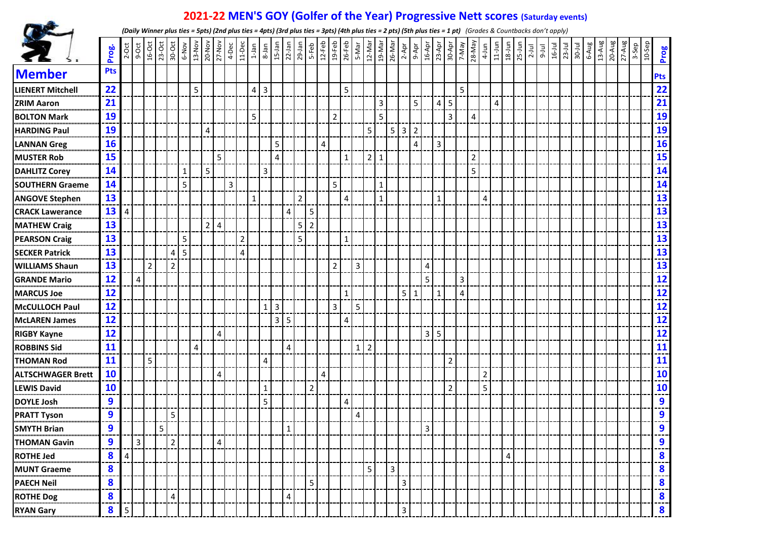# 2021-22 MEN'S GOY (Golfer of the Year) Progressive Nett scores (Saturday events)

*(Daily Winner plus ties = 5pts) (2nd plus ties = 4pts) (3rd plus ties = 3pts) (4th plus ties = 2 pts) (5th plus ties = 1 pt) (Grades & Countbacks don't apply)*

| Member | Prog. Pts | 2-Oct | 9-Oct | 16-Oct | 23-Oct | 30-Oct | 6-Nov | 13-Nov | 20-Nov | 27-Nov | 4-Dec | 11-Dec | 1-Jan | 8-Jan | 15-Jan | 22-Jan | 29-Jan | 5-Feb | 12-Feb | 19-Feb | 26-Feb | 5-Mar | 12-Mar | 19-Mar | 26-Mar | 2-Apr | 9-Apr | 16-Apr | 23-Apr | 30-Apr | 7-May | 28-May | 4-Jun | 11-Jun | 18-Jun | 25-Jun | 2-Jul | 9-Jul | 16-Jul | 23-Jul | 30-Jul | 6-Aug | 13-Aug | 20-Aug | 27-Aug | 3-Sep | 10-Sep | Prog Pts |
|---|---|---|---|---|---|---|---|---|---|---|---|---|---|---|---|---|---|---|---|---|---|---|---|---|---|---|---|---|---|---|---|---|---|---|---|---|---|---|---|---|---|---|---|---|---|---|---|---|
| LIENERT Mitchell | 22 | | | | | | | 5 | | | | | 4 | 3 | | | | | | | 5 | | | | | | | | | | 5 | | | | | | | | | | | | | | | | | 22 |
| ZRIM Aaron | 21 | | | | | | | | | | | | | | | | | | | | | | | 3 | | | 5 | | 4 | 5 | | | | 4 | | | | | | | | | | | | | | 21 |
| BOLTON Mark | 19 | | | | | | | | | | | | 5 | | | | | | | 2 | | | | 5 | | | | | | 3 | | 4 | | | | | | | | | | | | | | | | 19 |
| HARDING Paul | 19 | | | | | | | | 4 | | | | | | | | | | | | | | 5 | | 5 | 3 | 2 | | | | | | | | | | | | | | | | | | | | | 19 |
| LANNAN Greg | 16 | | | | | | | | | | | | | | 5 | | | | 4 | | | | | | | | 4 | | 3 | | | | | | | | | | | | | | | | | | | 16 |
| MUSTER Rob | 15 | | | | | | | | | 5 | | | | | 4 | | | | | | 1 | | 2 | 1 | | | | | | | | 2 | | | | | | | | | | | | | | | | 15 |
| DAHLITZ Corey | 14 | | | | | | 1 | | 5 | | | | | 3 | | | | | | | | | | | | | | | | | | 5 | | | | | | | | | | | | | | | | 14 |
| SOUTHERN Graeme | 14 | | | | | | 5 | | | | 3 | | | | | | | | | 5 | | | | 1 | | | | | | | | | | | | | | | | | | | | | | | | 14 |
| ANGOVE Stephen | 13 | | | | | | | | | | | | 1 | | | | 2 | | | | 4 | | | 1 | | | | | 1 | | | | 4 | | | | | | | | | | | | | | | 13 |
| CRACK Lawerance | 13 | 4 | | | | | | | | | | | | | | 4 | | 5 | | | | | | | | | | | | | | | | | | | | | | | | | | | | | | 13 |
| MATHEW Craig | 13 | | | | | | | | 2 | 4 | | | | | | | 5 | 2 | | | | | | | | | | | | | | | | | | | | | | | | | | | | | | 13 |
| PEARSON Craig | 13 | | | | | | 5 | | | | | 2 | | | | | 5 | | | | 1 | | | | | | | | | | | | | | | | | | | | | | | | | | | 13 |
| SECKER Patrick | 13 | | | | | 4 | 5 | | | | | 4 | | | | | | | | | | | | | | | | | | | | | | | | | | | | | | | | | | | | 13 |
| WILLIAMS Shaun | 13 | | | 2 | | 2 | | | | | | | | | | | | | | 2 | | 3 | | | | | | 4 | | | | | | | | | | | | | | | | | | | | 13 |
| GRANDE Mario | 12 | | 4 | | | | | | | | | | | | | | | | | | | | | | | | | 5 | | | 3 | | | | | | | | | | | | | | | | | 12 |
| MARCUS Joe | 12 | | | | | | | | | | | | | | | | | | | | 1 | | | | | 5 | 1 | | 1 | | 4 | | | | | | | | | | | | | | | | | 12 |
| McCULLOCH Paul | 12 | | | | | | | | | | | | | 1 | 3 | | | | | 3 | | 5 | | | | | | | | | | | | | | | | | | | | | | | | | | 12 |
| McLAREN James | 12 | | | | | | | | | | | | | | 3 | 5 | | | | | 4 | | | | | | | | | | | | | | | | | | | | | | | | | | | 12 |
| RIGBY Kayne | 12 | | | | | | | | | 4 | | | | | | | | | | | | | | | | | | 3 | 5 | | | | | | | | | | | | | | | | | | | 12 |
| ROBBINS Sid | 11 | | | | | | | 4 | | | | | | | | 4 | | | | | | 1 | 2 | | | | | | | | | | | | | | | | | | | | | | | | | 11 |
| THOMAN Rod | 11 | | | 5 | | | | | | | | | | 4 | | | | | | | | | | | | | | | | 2 | | | | | | | | | | | | | | | | | | 11 |
| ALTSCHWAGER Brett | 10 | | | | | | | | | 4 | | | | | | | | | 4 | | | | | | | | | | | | | | 2 | | | | | | | | | | | | | | | 10 |
| LEWIS David | 10 | | | | | | | | | | | | | 1 | | | | 2 | | | | | | | | | | | | 2 | | | 5 | | | | | | | | | | | | | | | 10 |
| DOYLE Josh | 9 | | | | | | | | | | | | | 5 | | | | | | | 4 | | | | | | | | | | | | | | | | | | | | | | | | | | | 9 |
| PRATT Tyson | 9 | | | | | 5 | | | | | | | | | | | | | | | | 4 | | | | | | | | | | | | | | | | | | | | | | | | | | 9 |
| SMYTH Brian | 9 | | | | 5 | | | | | | | | | | | 1 | | | | | | | | | | | | 3 | | | | | | | | | | | | | | | | | | | | 9 |
| THOMAN Gavin | 9 | | 3 | | | 2 | | | | 4 | | | | | | | | | | | | | | | | | | | | | | | | | | | | | | | | | | | | | | 9 |
| ROTHE Jed | 8 | 4 | | | | | | | | | | | | | | | | | | | | | | | | | | | | | | | | | 4 | | | | | | | | | | | | | 8 |
| MUNT Graeme | 8 | | | | | | | | | | | | | | | | | | | | | | 5 | | 3 | | | | | | | | | | | | | | | | | | | | | | | 8 |
| PAECH Neil | 8 | | | | | | | | | | | | | | | | | 5 | | | | | | | | 3 | | | | | | | | | | | | | | | | | | | | | | 8 |
| ROTHE Dog | 8 | | | | | 4 | | | | | | | | | | 4 | | | | | | | | | | | | | | | | | | | | | | | | | | | | | | | | 8 |
| RYAN Gary | 8 | 5 | | | | | | | | | | | | | | | | | | | | | | | | 3 | | | | | | | | | | | | | | | | | | | | | | 8 |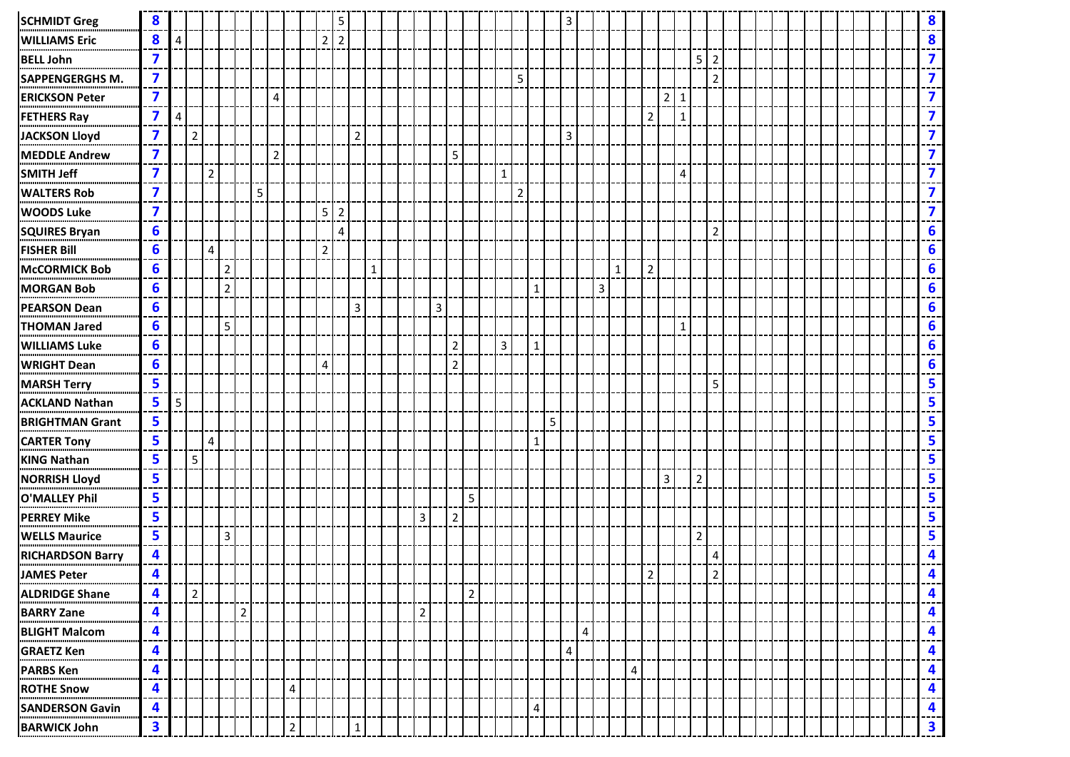| | | | | | | | | | | | | | | | | | | | | | | | | | | | | | | | | | | | | | | | | | | | | | | | | |
|---|---|---|---|---|---|---|---|---|---|---|---|---|---|---|---|---|---|---|---|---|---|---|---|---|---|---|---|---|---|---|---|---|---|---|---|---|---|---|---|---|---|---|---|---|---|---|---|---|
| **SCHMIDT Greg** | **8** | | | | | | | | | | | 5 | | | | | | | | | | | | | 3 | | | | | | | | | | | | | | | | | | | | | | | **8** |
| **WILLIAMS Eric** | **8** | 4 | | | | | | | | | 2 | 2 | | | | | | | | | | | | | | | | | | | | | | | | | | | | | | | | | | | | **8** |
| **BELL John** | **7** | | | | | | | | | | | | | | | | | | | | | | | | | | | | | | | | | 5 | 2 | | | | | | | | | | | | | **7** |
| **SAPPENGERGHS M.** | **7** | | | | | | | | | | | | | | | | | | | | | | 5 | | | | | | | | | | | | 2 | | | | | | | | | | | | | **7** |
| **ERICKSON Peter** | **7** | | | | | | | 4 | | | | | | | | | | | | | | | | | | | | | | | | 2 | 1 | | | | | | | | | | | | | | | **7** |
| **FETHERS Ray** | **7** | 4 | | | | | | | | | | | | | | | | | | | | | | | | | | | | | 2 | | 1 | | | | | | | | | | | | | | | **7** |
| **JACKSON Lloyd** | **7** | | 2 | | | | | | | | | | 2 | | | | | | | | | | | | | 3 | | | | | | | | | | | | | | | | | | | | | | **7** |
| **MEDDLE Andrew** | **7** | | | | | | | 2 | | | | | | | | | | | 5 | | | | | | | | | | | | | | | | | | | | | | | | | | | | | **7** |
| **SMITH Jeff** | **7** | | | 2 | | | | | | | | | | | | | | | | | | 1 | | | | | | | | | | | 4 | | | | | | | | | | | | | | | **7** |
| **WALTERS Rob** | **7** | | | | | | 5 | | | | | | | | | | | | | | | | 2 | | | | | | | | | | | | | | | | | | | | | | | | | **7** |
| **WOODS Luke** | **7** | | | | | | | | | | 5 | 2 | | | | | | | | | | | | | | | | | | | | | | | | | | | | | | | | | | | | **7** |
| **SQUIRES Bryan** | **6** | | | | | | | | | | | 4 | | | | | | | | | | | | | | | | | | | | | | | 2 | | | | | | | | | | | | | **6** |
| **FISHER Bill** | **6** | | | 4 | | | | | | | 2 | | | | | | | | | | | | | | | | | | | | | | | | | | | | | | | | | | | | | **6** |
| **McCORMICK Bob** | **6** | | | | 2 | | | | | | | | | 1 | | | | | | | | | | | | | | | 1 | | 2 | | | | | | | | | | | | | | | | | **6** |
| **MORGAN Bob** | **6** | | | | 2 | | | | | | | | | | | | | | | | | | | 1 | | | | 3 | | | | | | | | | | | | | | | | | | | | **6** |
| **PEARSON Dean** | **6** | | | | | | | | | | | | 3 | | | | | 3 | | | | | | | | | | | | | | | | | | | | | | | | | | | | | | **6** |
| **THOMAN Jared** | **6** | | | | 5 | | | | | | | | | | | | | | | | | | | | | | | | | | | | 1 | | | | | | | | | | | | | | | **6** |
| **WILLIAMS Luke** | **6** | | | | | | | | | | | | | | | | | | 2 | | | 3 | | 1 | | | | | | | | | | | | | | | | | | | | | | | | **6** |
| **WRIGHT Dean** | **6** | | | | | | | | | | 4 | | | | | | | | 2 | | | | | | | | | | | | | | | | | | | | | | | | | | | | | **6** |
| **MARSH Terry** | **5** | | | | | | | | | | | | | | | | | | | | | | | | | | | | | | | | | | 5 | | | | | | | | | | | | | **5** |
| **ACKLAND Nathan** | **5** | 5 | | | | | | | | | | | | | | | | | | | | | | | | | | | | | | | | | | | | | | | | | | | | | | **5** |
| **BRIGHTMAN Grant** | **5** | | | | | | | | | | | | | | | | | | | | | | | | 5 | | | | | | | | | | | | | | | | | | | | | | | **5** |
| **CARTER Tony** | **5** | | | 4 | | | | | | | | | | | | | | | | | | | | 1 | | | | | | | | | | | | | | | | | | | | | | | | **5** |
| **KING Nathan** | **5** | | 5 | | | | | | | | | | | | | | | | | | | | | | | | | | | | | | | | | | | | | | | | | | | | | **5** |
| **NORRISH Lloyd** | **5** | | | | | | | | | | | | | | | | | | | | | | | | | | | | | | | 3 | | 2 | | | | | | | | | | | | | | **5** |
| **O'MALLEY Phil** | **5** | | | | | | | | | | | | | | | | | | | 5 | | | | | | | | | | | | | | | | | | | | | | | | | | | | **5** |
| **PERREY Mike** | **5** | | | | | | | | | | | | | | | | 3 | | 2 | | | | | | | | | | | | | | | | | | | | | | | | | | | | | **5** |
| **WELLS Maurice** | **5** | | | | 3 | | | | | | | | | | | | | | | | | | | | | | | | | | | | | 2 | | | | | | | | | | | | | | **5** |
| **RICHARDSON Barry** | **4** | | | | | | | | | | | | | | | | | | | | | | | | | | | | | | | | | | 4 | | | | | | | | | | | | | **4** |
| **JAMES Peter** | **4** | | | | | | | | | | | | | | | | | | | | | | | | | | | | | | 2 | | | | 2 | | | | | | | | | | | | | **4** |
| **ALDRIDGE Shane** | **4** | | 2 | | | | | | | | | | | | | | | | | 2 | | | | | | | | | | | | | | | | | | | | | | | | | | | | **4** |
| **BARRY Zane** | **4** | | | | | 2 | | | | | | | | | | | 2 | | | | | | | | | | | | | | | | | | | | | | | | | | | | | | | **4** |
| **BLIGHT Malcom** | **4** | | | | | | | | | | | | | | | | | | | | | | | | | | 4 | | | | | | | | | | | | | | | | | | | | | **4** |
| **GRAETZ Ken** | **4** | | | | | | | | | | | | | | | | | | | | | | | | | 4 | | | | | | | | | | | | | | | | | | | | | | **4** |
| **PARBS Ken** | **4** | | | | | | | | | | | | | | | | | | | | | | | | | | | | | 4 | | | | | | | | | | | | | | | | | | **4** |
| **ROTHE Snow** | **4** | | | | | | | | 4 | | | | | | | | | | | | | | | | | | | | | | | | | | | | | | | | | | | | | | | **4** |
| **SANDERSON Gavin** | **4** | | | | | | | | | | | | | | | | | | | | | | | 4 | | | | | | | | | | | | | | | | | | | | | | | | **4** |
| **BARWICK John** | **3** | | | | | | | | 2 | | | | 1 | | | | | | | | | | | | | | | | | | | | | | | | | | | | | | | | | | | **3** |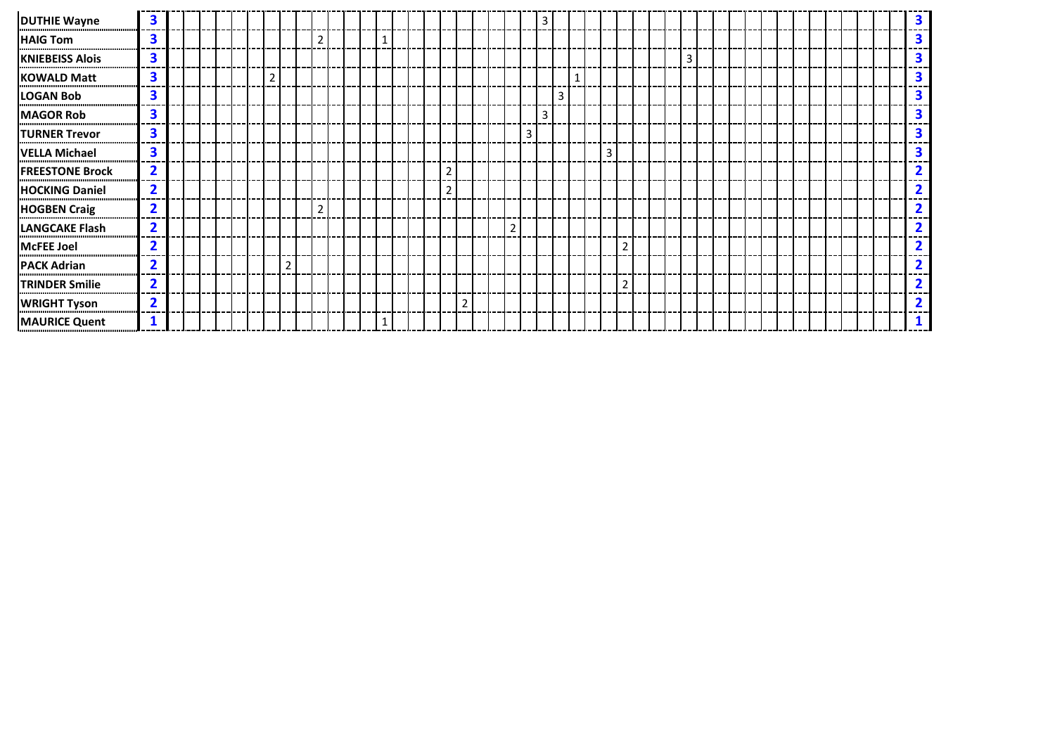| | | | | | | | | | | | | | | | | | | | | | | | | | | | | | | | | | | | | | | | | | | | | | | | | |
|---|---|---|---|---|---|---|---|---|---|---|---|---|---|---|---|---|---|---|---|---|---|---|---|---|---|---|---|---|---|---|---|---|---|---|---|---|---|---|---|---|---|---|---|---|---|---|---|---|
| **DUTHIE Wayne** | **3** | | | | | | | | | | | | | | | | | | | | | | | 3 | | | | | | | | | | | | | | | | | | | | | | | | **3** |
| **HAIG Tom** | **3** | | | | | | | | | | 2 | | | | 1 | | | | | | | | | | | | | | | | | | | | | | | | | | | | | | | | | **3** |
| **KNIEBEISS Alois** | **3** | | | | | | | | | | | | | | | | | | | | | | | | | | | | | | | | | 3 | | | | | | | | | | | | | | **3** |
| **KOWALD Matt** | **3** | | | | | | | 2 | | | | | | | | | | | | | | | | | | | 1 | | | | | | | | | | | | | | | | | | | | | **3** |
| **LOGAN Bob** | **3** | | | | | | | | | | | | | | | | | | | | | | | | 3 | | | | | | | | | | | | | | | | | | | | | | | **3** |
| **MAGOR Rob** | **3** | | | | | | | | | | | | | | | | | | | | | | | 3 | | | | | | | | | | | | | | | | | | | | | | | | **3** |
| **TURNER Trevor** | **3** | | | | | | | | | | | | | | | | | | | | | | 3 | | | | | | | | | | | | | | | | | | | | | | | | | **3** |
| **VELLA Michael** | **3** | | | | | | | | | | | | | | | | | | | | | | | | | | | | 3 | | | | | | | | | | | | | | | | | | | **3** |
| **FREESTONE Brock** | **2** | | | | | | | | | | | | | | | | | | 2 | | | | | | | | | | | | | | | | | | | | | | | | | | | | | **2** |
| **HOCKING Daniel** | **2** | | | | | | | | | | | | | | | | | | 2 | | | | | | | | | | | | | | | | | | | | | | | | | | | | | **2** |
| **HOGBEN Craig** | **2** | | | | | | | | | | 2 | | | | | | | | | | | | | | | | | | | | | | | | | | | | | | | | | | | | | **2** |
| **LANGCAKE Flash** | **2** | | | | | | | | | | | | | | | | | | | | | | 2 | | | | | | | | | | | | | | | | | | | | | | | | | **2** |
| **McFEE Joel** | **2** | | | | | | | | | | | | | | | | | | | | | | | | | | | | | 2 | | | | | | | | | | | | | | | | | | **2** |
| **PACK Adrian** | **2** | | | | | | | | 2 | | | | | | | | | | | | | | | | | | | | | | | | | | | | | | | | | | | | | | | **2** |
| **TRINDER Smilie** | **2** | | | | | | | | | | | | | | | | | | | | | | | | | | | | | 2 | | | | | | | | | | | | | | | | | | **2** |
| **WRIGHT Tyson** | **2** | | | | | | | | | | | | | | | | | | | 2 | | | | | | | | | | | | | | | | | | | | | | | | | | | | **2** |
| **MAURICE Quent** | **1** | | | | | | | | | | | | | | 1 | | | | | | | | | | | | | | | | | | | | | | | | | | | | | | | | | **1** |